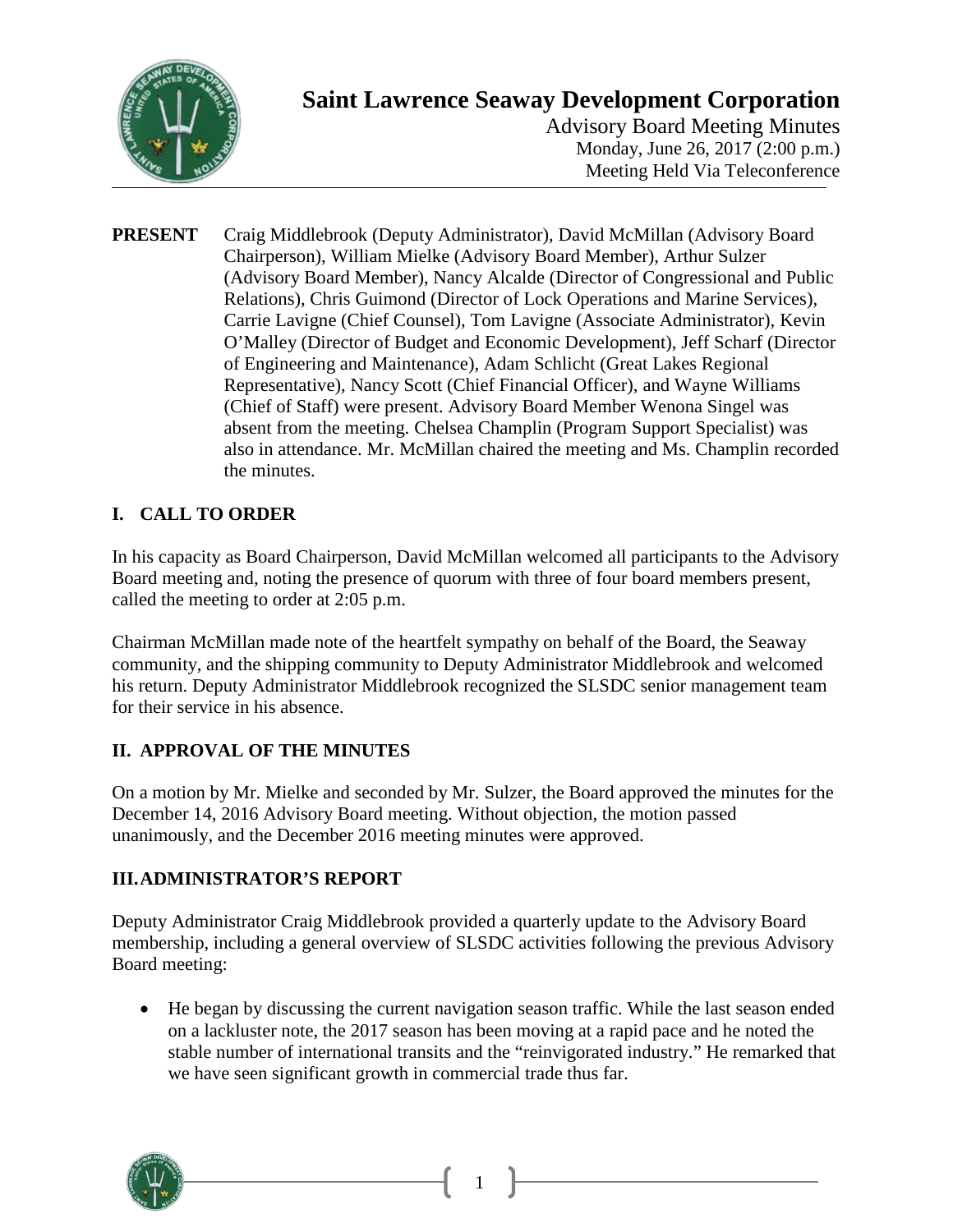# Saint Lawrence Seaway Development Corporation

Advisory Board Meeting Minutes
Monday, June 26, 2017 (2:00 p.m.)
Meeting Held Via Teleconference

**PRESENT** Craig Middlebrook (Deputy Administrator), David McMillan (Advisory Board Chairperson), William Mielke (Advisory Board Member), Arthur Sulzer (Advisory Board Member), Nancy Alcalde (Director of Congressional and Public Relations), Chris Guimond (Director of Lock Operations and Marine Services), Carrie Lavigne (Chief Counsel), Tom Lavigne (Associate Administrator), Kevin O'Malley (Director of Budget and Economic Development), Jeff Scharf (Director of Engineering and Maintenance), Adam Schlicht (Great Lakes Regional Representative), Nancy Scott (Chief Financial Officer), and Wayne Williams (Chief of Staff) were present. Advisory Board Member Wenona Singel was absent from the meeting. Chelsea Champlin (Program Support Specialist) was also in attendance. Mr. McMillan chaired the meeting and Ms. Champlin recorded the minutes.

## I. CALL TO ORDER

In his capacity as Board Chairperson, David McMillan welcomed all participants to the Advisory Board meeting and, noting the presence of quorum with three of four board members present, called the meeting to order at 2:05 p.m.

Chairman McMillan made note of the heartfelt sympathy on behalf of the Board, the Seaway community, and the shipping community to Deputy Administrator Middlebrook and welcomed his return. Deputy Administrator Middlebrook recognized the SLSDC senior management team for their service in his absence.

## II. APPROVAL OF THE MINUTES

On a motion by Mr. Mielke and seconded by Mr. Sulzer, the Board approved the minutes for the December 14, 2016 Advisory Board meeting. Without objection, the motion passed unanimously, and the December 2016 meeting minutes were approved.

## III. ADMINISTRATOR'S REPORT

Deputy Administrator Craig Middlebrook provided a quarterly update to the Advisory Board membership, including a general overview of SLSDC activities following the previous Advisory Board meeting:

- He began by discussing the current navigation season traffic. While the last season ended on a lackluster note, the 2017 season has been moving at a rapid pace and he noted the stable number of international transits and the "reinvigorated industry." He remarked that we have seen significant growth in commercial trade thus far.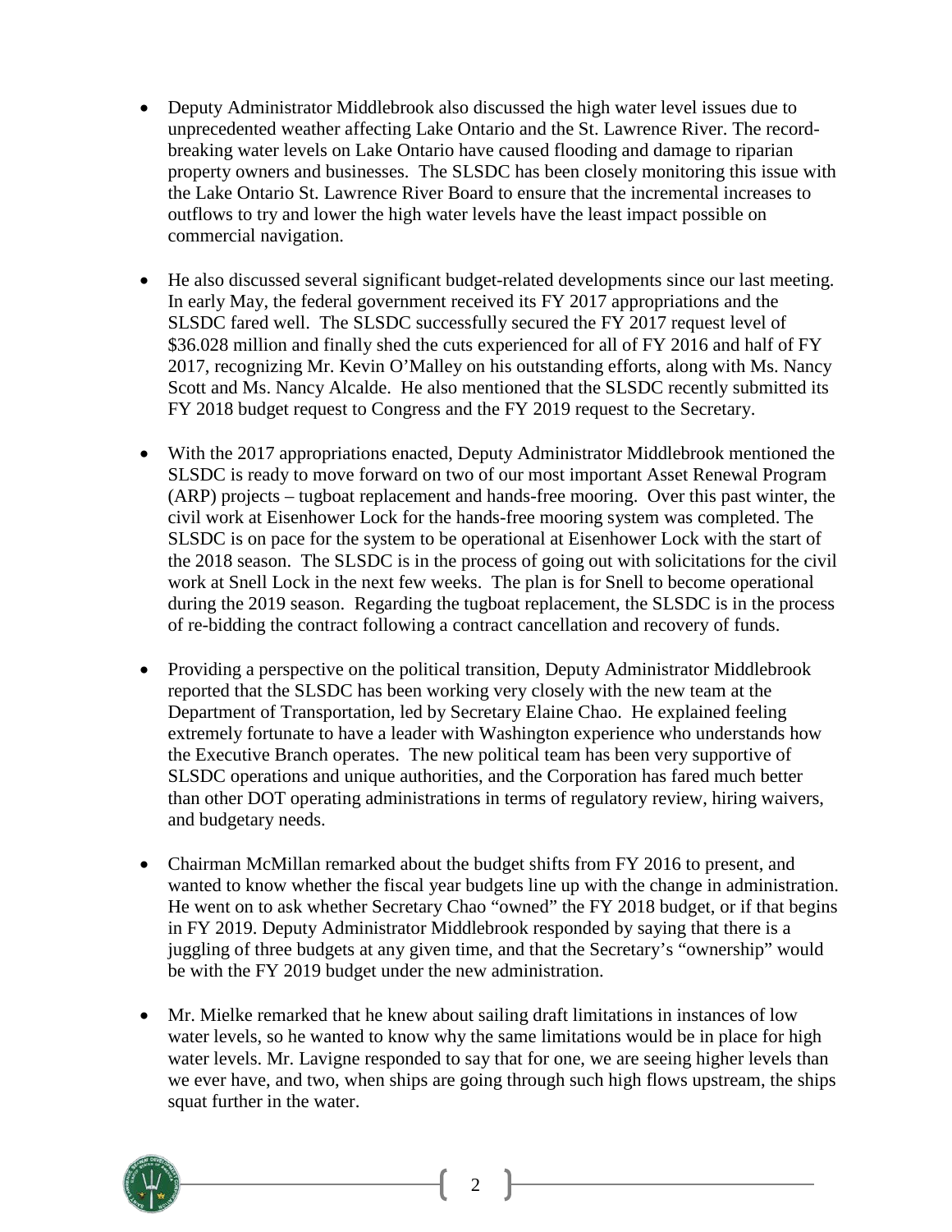- Deputy Administrator Middlebrook also discussed the high water level issues due to unprecedented weather affecting Lake Ontario and the St. Lawrence River. The record-breaking water levels on Lake Ontario have caused flooding and damage to riparian property owners and businesses. The SLSDC has been closely monitoring this issue with the Lake Ontario St. Lawrence River Board to ensure that the incremental increases to outflows to try and lower the high water levels have the least impact possible on commercial navigation.

- He also discussed several significant budget-related developments since our last meeting. In early May, the federal government received its FY 2017 appropriations and the SLSDC fared well. The SLSDC successfully secured the FY 2017 request level of \$36.028 million and finally shed the cuts experienced for all of FY 2016 and half of FY 2017, recognizing Mr. Kevin O'Malley on his outstanding efforts, along with Ms. Nancy Scott and Ms. Nancy Alcalde. He also mentioned that the SLSDC recently submitted its FY 2018 budget request to Congress and the FY 2019 request to the Secretary.

- With the 2017 appropriations enacted, Deputy Administrator Middlebrook mentioned the SLSDC is ready to move forward on two of our most important Asset Renewal Program (ARP) projects – tugboat replacement and hands-free mooring. Over this past winter, the civil work at Eisenhower Lock for the hands-free mooring system was completed. The SLSDC is on pace for the system to be operational at Eisenhower Lock with the start of the 2018 season. The SLSDC is in the process of going out with solicitations for the civil work at Snell Lock in the next few weeks. The plan is for Snell to become operational during the 2019 season. Regarding the tugboat replacement, the SLSDC is in the process of re-bidding the contract following a contract cancellation and recovery of funds.

- Providing a perspective on the political transition, Deputy Administrator Middlebrook reported that the SLSDC has been working very closely with the new team at the Department of Transportation, led by Secretary Elaine Chao. He explained feeling extremely fortunate to have a leader with Washington experience who understands how the Executive Branch operates. The new political team has been very supportive of SLSDC operations and unique authorities, and the Corporation has fared much better than other DOT operating administrations in terms of regulatory review, hiring waivers, and budgetary needs.

- Chairman McMillan remarked about the budget shifts from FY 2016 to present, and wanted to know whether the fiscal year budgets line up with the change in administration. He went on to ask whether Secretary Chao "owned" the FY 2018 budget, or if that begins in FY 2019. Deputy Administrator Middlebrook responded by saying that there is a juggling of three budgets at any given time, and that the Secretary's "ownership" would be with the FY 2019 budget under the new administration.

- Mr. Mielke remarked that he knew about sailing draft limitations in instances of low water levels, so he wanted to know why the same limitations would be in place for high water levels. Mr. Lavigne responded to say that for one, we are seeing higher levels than we ever have, and two, when ships are going through such high flows upstream, the ships squat further in the water.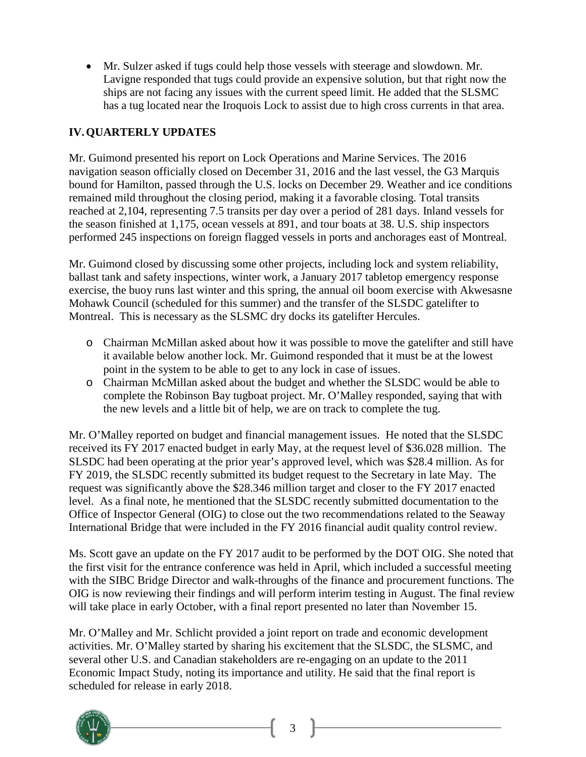- Mr. Sulzer asked if tugs could help those vessels with steerage and slowdown. Mr. Lavigne responded that tugs could provide an expensive solution, but that right now the ships are not facing any issues with the current speed limit. He added that the SLSMC has a tug located near the Iroquois Lock to assist due to high cross currents in that area.

## IV. QUARTERLY UPDATES

Mr. Guimond presented his report on Lock Operations and Marine Services. The 2016 navigation season officially closed on December 31, 2016 and the last vessel, the G3 Marquis bound for Hamilton, passed through the U.S. locks on December 29. Weather and ice conditions remained mild throughout the closing period, making it a favorable closing. Total transits reached at 2,104, representing 7.5 transits per day over a period of 281 days. Inland vessels for the season finished at 1,175, ocean vessels at 891, and tour boats at 38. U.S. ship inspectors performed 245 inspections on foreign flagged vessels in ports and anchorages east of Montreal.

Mr. Guimond closed by discussing some other projects, including lock and system reliability, ballast tank and safety inspections, winter work, a January 2017 tabletop emergency response exercise, the buoy runs last winter and this spring, the annual oil boom exercise with Akwesasne Mohawk Council (scheduled for this summer) and the transfer of the SLSDC gatelifter to Montreal. This is necessary as the SLSMC dry docks its gatelifter Hercules.

- Chairman McMillan asked about how it was possible to move the gatelifter and still have it available below another lock. Mr. Guimond responded that it must be at the lowest point in the system to be able to get to any lock in case of issues.
- Chairman McMillan asked about the budget and whether the SLSDC would be able to complete the Robinson Bay tugboat project. Mr. O'Malley responded, saying that with the new levels and a little bit of help, we are on track to complete the tug.

Mr. O'Malley reported on budget and financial management issues. He noted that the SLSDC received its FY 2017 enacted budget in early May, at the request level of $36.028 million. The SLSDC had been operating at the prior year's approved level, which was $28.4 million. As for FY 2019, the SLSDC recently submitted its budget request to the Secretary in late May. The request was significantly above the $28.346 million target and closer to the FY 2017 enacted level. As a final note, he mentioned that the SLSDC recently submitted documentation to the Office of Inspector General (OIG) to close out the two recommendations related to the Seaway International Bridge that were included in the FY 2016 financial audit quality control review.

Ms. Scott gave an update on the FY 2017 audit to be performed by the DOT OIG. She noted that the first visit for the entrance conference was held in April, which included a successful meeting with the SIBC Bridge Director and walk-throughs of the finance and procurement functions. The OIG is now reviewing their findings and will perform interim testing in August. The final review will take place in early October, with a final report presented no later than November 15.

Mr. O'Malley and Mr. Schlicht provided a joint report on trade and economic development activities. Mr. O'Malley started by sharing his excitement that the SLSDC, the SLSMC, and several other U.S. and Canadian stakeholders are re-engaging on an update to the 2011 Economic Impact Study, noting its importance and utility. He said that the final report is scheduled for release in early 2018.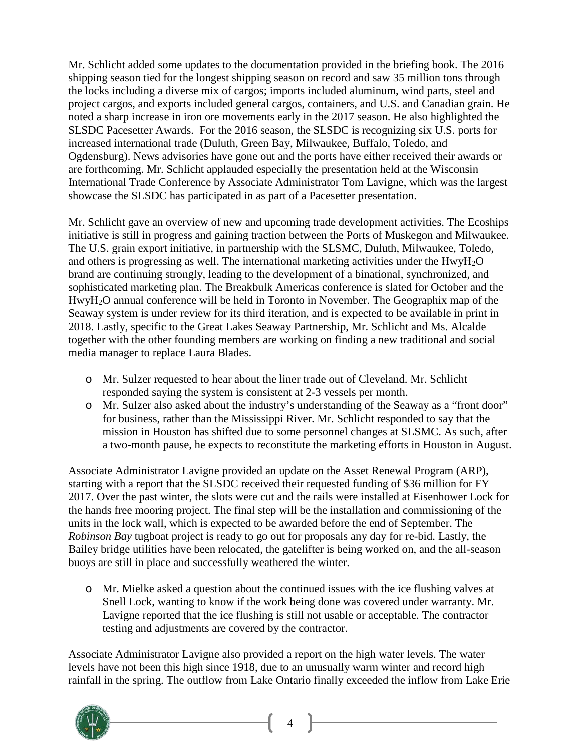Mr. Schlicht added some updates to the documentation provided in the briefing book. The 2016 shipping season tied for the longest shipping season on record and saw 35 million tons through the locks including a diverse mix of cargos; imports included aluminum, wind parts, steel and project cargos, and exports included general cargos, containers, and U.S. and Canadian grain. He noted a sharp increase in iron ore movements early in the 2017 season. He also highlighted the SLSDC Pacesetter Awards. For the 2016 season, the SLSDC is recognizing six U.S. ports for increased international trade (Duluth, Green Bay, Milwaukee, Buffalo, Toledo, and Ogdensburg). News advisories have gone out and the ports have either received their awards or are forthcoming. Mr. Schlicht applauded especially the presentation held at the Wisconsin International Trade Conference by Associate Administrator Tom Lavigne, which was the largest showcase the SLSDC has participated in as part of a Pacesetter presentation.

Mr. Schlicht gave an overview of new and upcoming trade development activities. The Ecoships initiative is still in progress and gaining traction between the Ports of Muskegon and Milwaukee. The U.S. grain export initiative, in partnership with the SLSMC, Duluth, Milwaukee, Toledo, and others is progressing as well. The international marketing activities under the Hwy$H_2O$ brand are continuing strongly, leading to the development of a binational, synchronized, and sophisticated marketing plan. The Breakbulk Americas conference is slated for October and the Hwy$H_2O$ annual conference will be held in Toronto in November. The Geographix map of the Seaway system is under review for its third iteration, and is expected to be available in print in 2018. Lastly, specific to the Great Lakes Seaway Partnership, Mr. Schlicht and Ms. Alcalde together with the other founding members are working on finding a new traditional and social media manager to replace Laura Blades.

- Mr. Sulzer requested to hear about the liner trade out of Cleveland. Mr. Schlicht responded saying the system is consistent at 2-3 vessels per month.
- Mr. Sulzer also asked about the industry's understanding of the Seaway as a "front door" for business, rather than the Mississippi River. Mr. Schlicht responded to say that the mission in Houston has shifted due to some personnel changes at SLSMC. As such, after a two-month pause, he expects to reconstitute the marketing efforts in Houston in August.

Associate Administrator Lavigne provided an update on the Asset Renewal Program (ARP), starting with a report that the SLSDC received their requested funding of $36 million for FY 2017. Over the past winter, the slots were cut and the rails were installed at Eisenhower Lock for the hands free mooring project. The final step will be the installation and commissioning of the units in the lock wall, which is expected to be awarded before the end of September. The *Robinson Bay* tugboat project is ready to go out for proposals any day for re-bid. Lastly, the Bailey bridge utilities have been relocated, the gatelifter is being worked on, and the all-season buoys are still in place and successfully weathered the winter.

- Mr. Mielke asked a question about the continued issues with the ice flushing valves at Snell Lock, wanting to know if the work being done was covered under warranty. Mr. Lavigne reported that the ice flushing is still not usable or acceptable. The contractor testing and adjustments are covered by the contractor.

Associate Administrator Lavigne also provided a report on the high water levels. The water levels have not been this high since 1918, due to an unusually warm winter and record high rainfall in the spring. The outflow from Lake Ontario finally exceeded the inflow from Lake Erie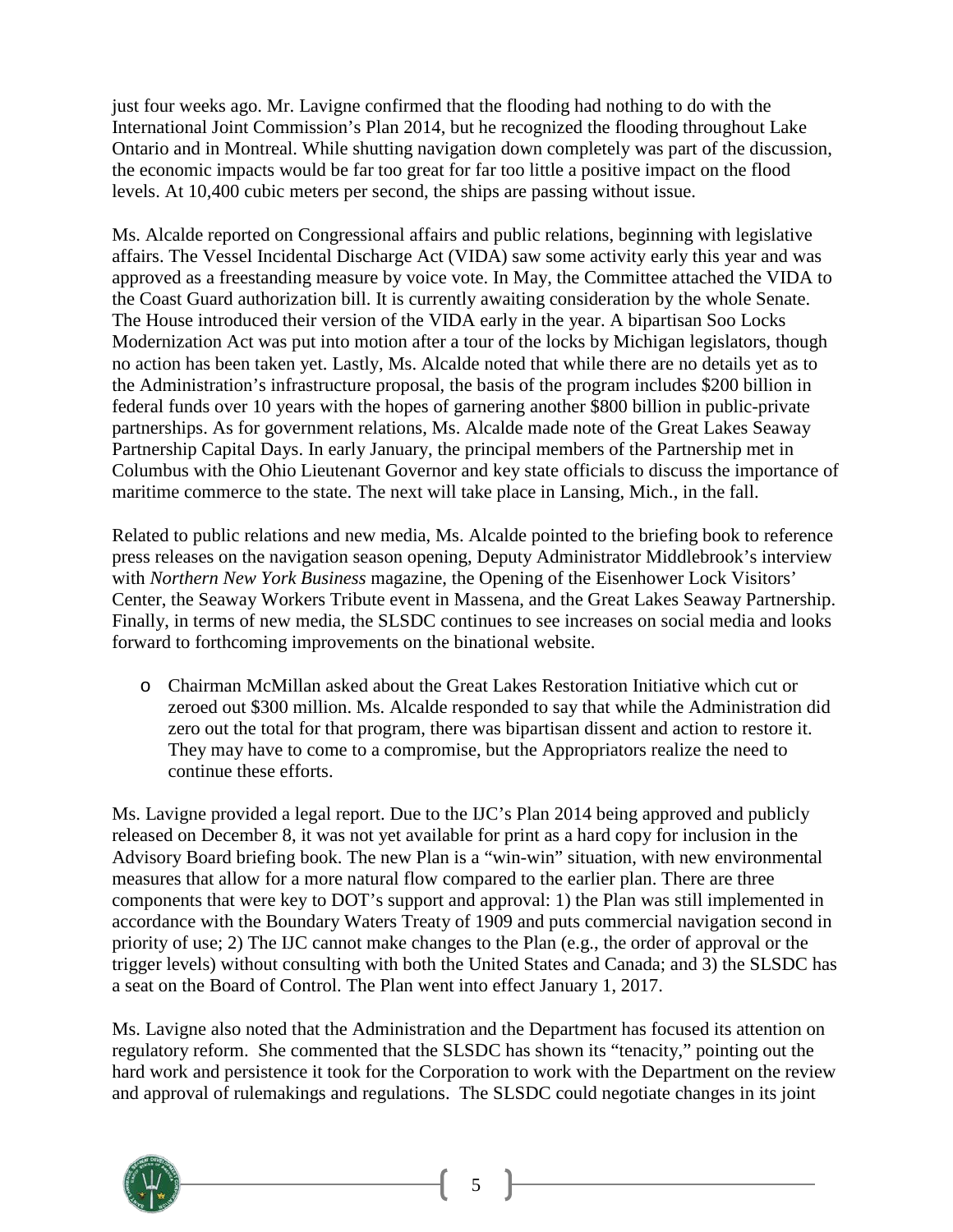just four weeks ago. Mr. Lavigne confirmed that the flooding had nothing to do with the International Joint Commission's Plan 2014, but he recognized the flooding throughout Lake Ontario and in Montreal. While shutting navigation down completely was part of the discussion, the economic impacts would be far too great for far too little a positive impact on the flood levels. At 10,400 cubic meters per second, the ships are passing without issue.

Ms. Alcalde reported on Congressional affairs and public relations, beginning with legislative affairs. The Vessel Incidental Discharge Act (VIDA) saw some activity early this year and was approved as a freestanding measure by voice vote. In May, the Committee attached the VIDA to the Coast Guard authorization bill. It is currently awaiting consideration by the whole Senate. The House introduced their version of the VIDA early in the year. A bipartisan Soo Locks Modernization Act was put into motion after a tour of the locks by Michigan legislators, though no action has been taken yet. Lastly, Ms. Alcalde noted that while there are no details yet as to the Administration's infrastructure proposal, the basis of the program includes $200 billion in federal funds over 10 years with the hopes of garnering another $800 billion in public-private partnerships. As for government relations, Ms. Alcalde made note of the Great Lakes Seaway Partnership Capital Days. In early January, the principal members of the Partnership met in Columbus with the Ohio Lieutenant Governor and key state officials to discuss the importance of maritime commerce to the state. The next will take place in Lansing, Mich., in the fall.

Related to public relations and new media, Ms. Alcalde pointed to the briefing book to reference press releases on the navigation season opening, Deputy Administrator Middlebrook's interview with *Northern New York Business* magazine, the Opening of the Eisenhower Lock Visitors' Center, the Seaway Workers Tribute event in Massena, and the Great Lakes Seaway Partnership. Finally, in terms of new media, the SLSDC continues to see increases on social media and looks forward to forthcoming improvements on the binational website.

- Chairman McMillan asked about the Great Lakes Restoration Initiative which cut or zeroed out $300 million. Ms. Alcalde responded to say that while the Administration did zero out the total for that program, there was bipartisan dissent and action to restore it. They may have to come to a compromise, but the Appropriators realize the need to continue these efforts.

Ms. Lavigne provided a legal report. Due to the IJC's Plan 2014 being approved and publicly released on December 8, it was not yet available for print as a hard copy for inclusion in the Advisory Board briefing book. The new Plan is a "win-win" situation, with new environmental measures that allow for a more natural flow compared to the earlier plan. There are three components that were key to DOT's support and approval: 1) the Plan was still implemented in accordance with the Boundary Waters Treaty of 1909 and puts commercial navigation second in priority of use; 2) The IJC cannot make changes to the Plan (e.g., the order of approval or the trigger levels) without consulting with both the United States and Canada; and 3) the SLSDC has a seat on the Board of Control. The Plan went into effect January 1, 2017.

Ms. Lavigne also noted that the Administration and the Department has focused its attention on regulatory reform. She commented that the SLSDC has shown its "tenacity," pointing out the hard work and persistence it took for the Corporation to work with the Department on the review and approval of rulemakings and regulations. The SLSDC could negotiate changes in its joint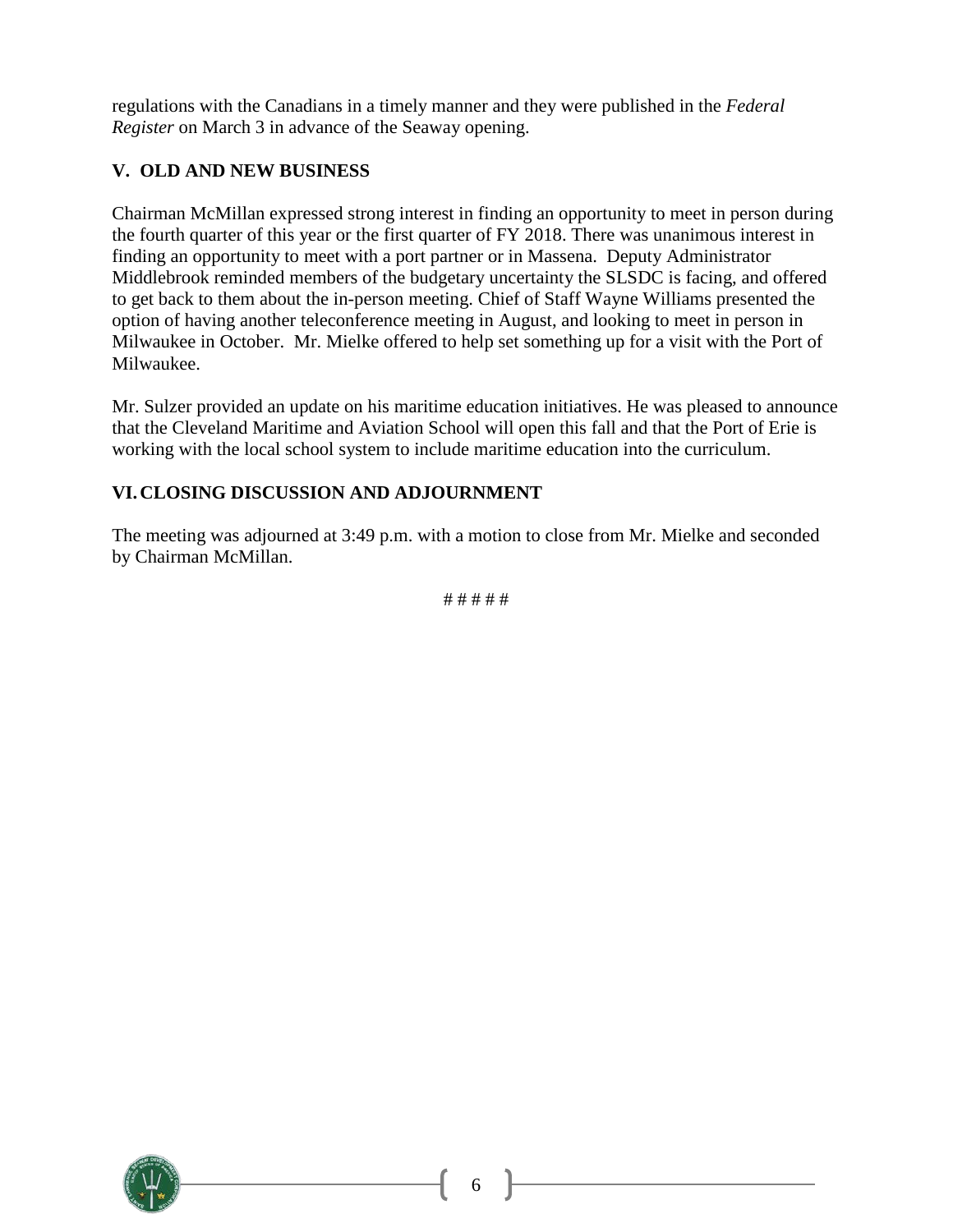regulations with the Canadians in a timely manner and they were published in the *Federal Register* on March 3 in advance of the Seaway opening.

## V. OLD AND NEW BUSINESS

Chairman McMillan expressed strong interest in finding an opportunity to meet in person during the fourth quarter of this year or the first quarter of FY 2018. There was unanimous interest in finding an opportunity to meet with a port partner or in Massena. Deputy Administrator Middlebrook reminded members of the budgetary uncertainty the SLSDC is facing, and offered to get back to them about the in-person meeting. Chief of Staff Wayne Williams presented the option of having another teleconference meeting in August, and looking to meet in person in Milwaukee in October. Mr. Mielke offered to help set something up for a visit with the Port of Milwaukee.

Mr. Sulzer provided an update on his maritime education initiatives. He was pleased to announce that the Cleveland Maritime and Aviation School will open this fall and that the Port of Erie is working with the local school system to include maritime education into the curriculum.

## VI. CLOSING DISCUSSION AND ADJOURNMENT

The meeting was adjourned at 3:49 p.m. with a motion to close from Mr. Mielke and seconded by Chairman McMillan.

# # # # #